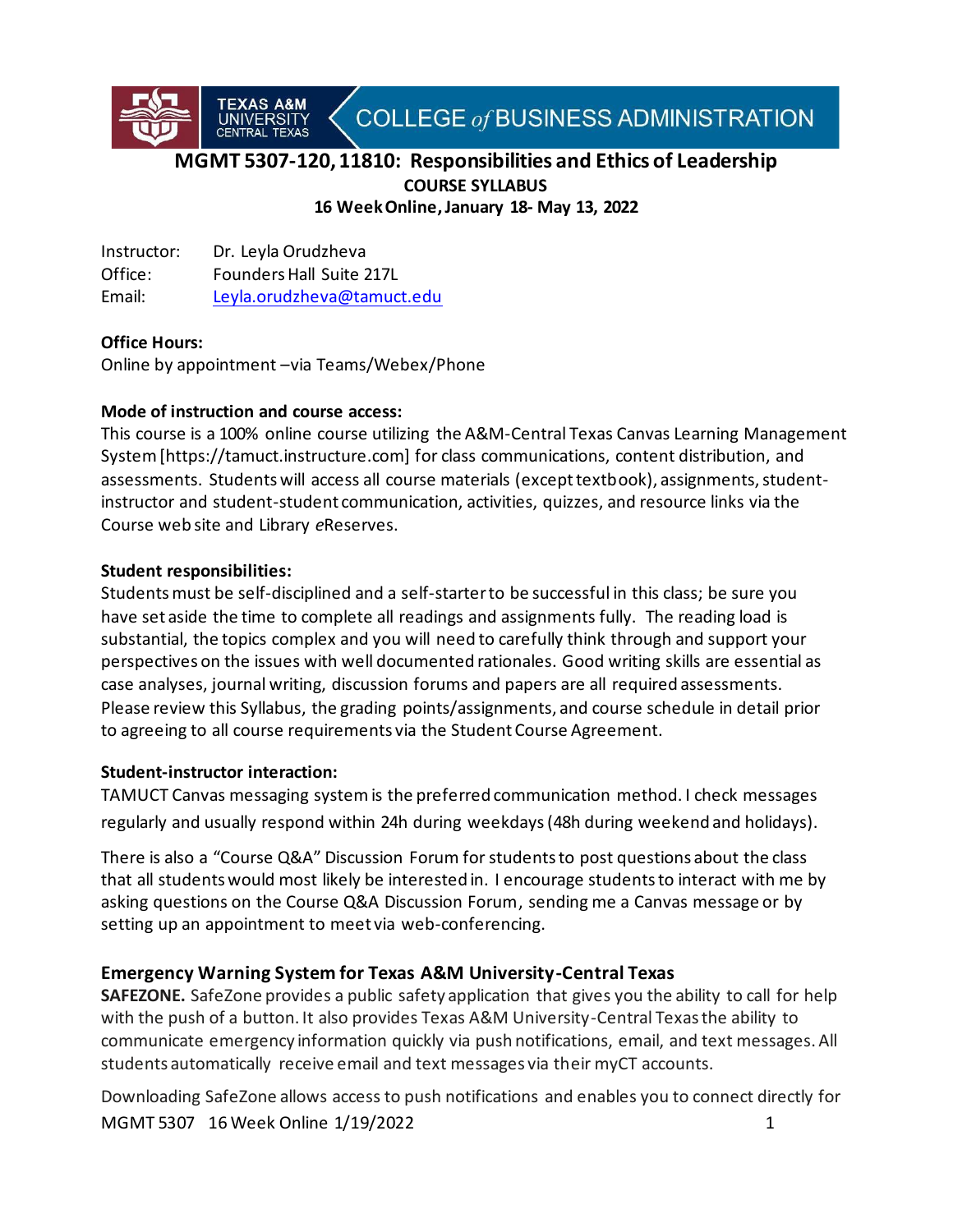# MGMT 5307-120, 11810: Responsibilities and Ethics of Leadership

**COURSE SYLLABUS**

**16 Week Online, January 18- May 13, 2022**

Instructor: Dr. Leyla Orudzheva
Office: Founders Hall Suite 217L
Email: Leyla.orudzheva@tamuct.edu

**Office Hours:**
Online by appointment –via Teams/Webex/Phone

**Mode of instruction and course access:**
This course is a 100% online course utilizing the A&M-Central Texas Canvas Learning Management System [https://tamuct.instructure.com] for class communications, content distribution, and assessments. Students will access all course materials (except textbook), assignments, student-instructor and student-student communication, activities, quizzes, and resource links via the Course web site and Library *e*Reserves.

**Student responsibilities:**
Students must be self-disciplined and a self-starter to be successful in this class; be sure you have set aside the time to complete all readings and assignments fully. The reading load is substantial, the topics complex and you will need to carefully think through and support your perspectives on the issues with well documented rationales. Good writing skills are essential as case analyses, journal writing, discussion forums and papers are all required assessments. Please review this Syllabus, the grading points/assignments, and course schedule in detail prior to agreeing to all course requirements via the Student Course Agreement.

**Student-instructor interaction:**
TAMUCT Canvas messaging system is the preferred communication method. I check messages regularly and usually respond within 24h during weekdays (48h during weekend and holidays).

There is also a "Course Q&A" Discussion Forum for students to post questions about the class that all students would most likely be interested in. I encourage students to interact with me by asking questions on the Course Q&A Discussion Forum, sending me a Canvas message or by setting up an appointment to meet via web-conferencing.

## Emergency Warning System for Texas A&M University-Central Texas

**SAFEZONE.** SafeZone provides a public safety application that gives you the ability to call for help with the push of a button. It also provides Texas A&M University-Central Texas the ability to communicate emergency information quickly via push notifications, email, and text messages. All students automatically receive email and text messages via their myCT accounts.

Downloading SafeZone allows access to push notifications and enables you to connect directly for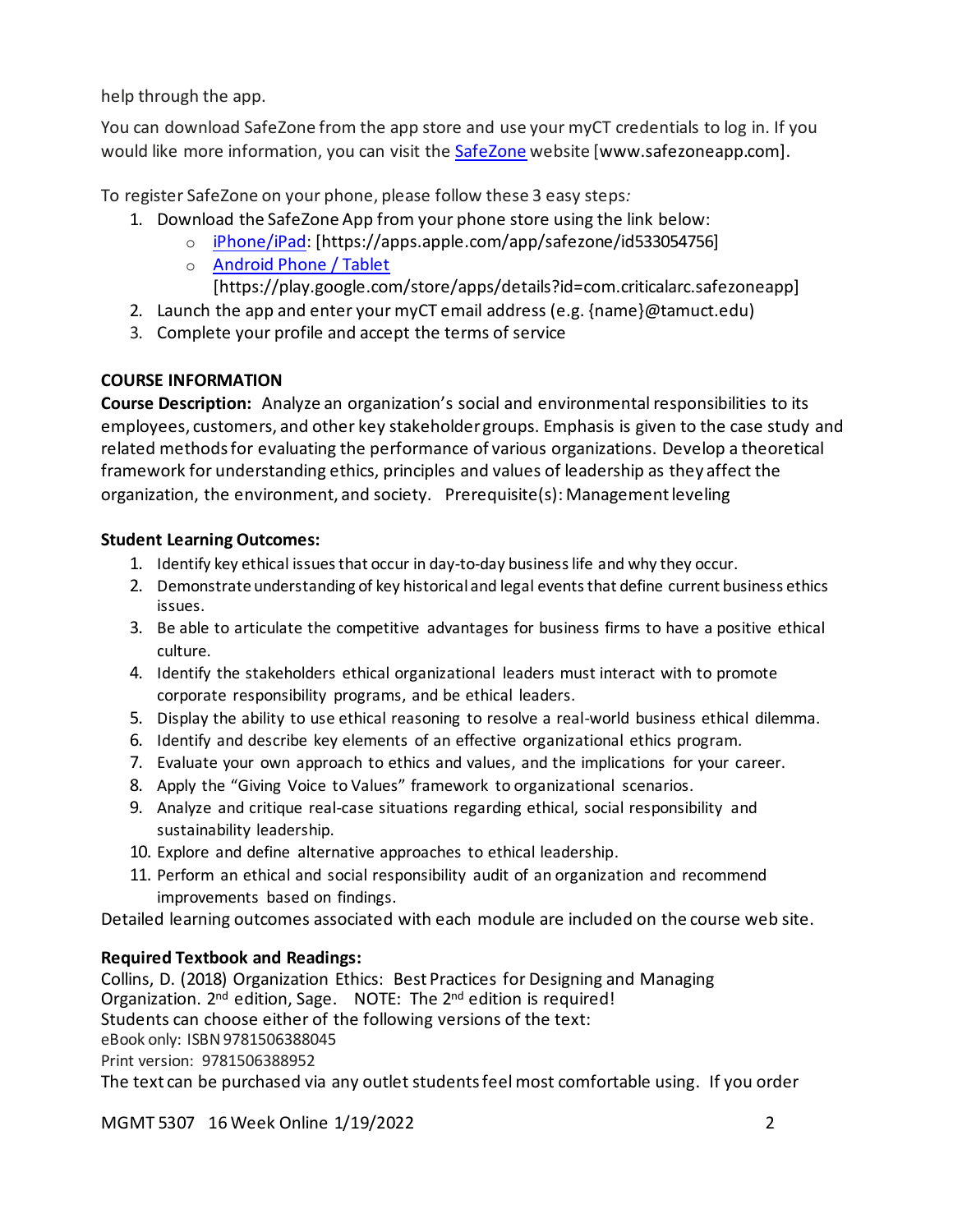help through the app.

You can download SafeZone from the app store and use your myCT credentials to log in. If you would like more information, you can visit the [SafeZone](www.safezoneapp.com) website [www.safezoneapp.com].

To register SafeZone on your phone, please follow these 3 easy steps:

1. Download the SafeZone App from your phone store using the link below:
   - [iPhone/iPad](https://apps.apple.com/app/safezone/id533054756): [https://apps.apple.com/app/safezone/id533054756]
   - [Android Phone / Tablet](https://play.google.com/store/apps/details?id=com.criticalarc.safezoneapp) [https://play.google.com/store/apps/details?id=com.criticalarc.safezoneapp]
2. Launch the app and enter your myCT email address (e.g. {name}@tamuct.edu)
3. Complete your profile and accept the terms of service

## COURSE INFORMATION

**Course Description:** Analyze an organization's social and environmental responsibilities to its employees, customers, and other key stakeholder groups. Emphasis is given to the case study and related methods for evaluating the performance of various organizations. Develop a theoretical framework for understanding ethics, principles and values of leadership as they affect the organization, the environment, and society. Prerequisite(s): Management leveling

### Student Learning Outcomes:

1. Identify key ethical issues that occur in day-to-day business life and why they occur.
2. Demonstrate understanding of key historical and legal events that define current business ethics issues.
3. Be able to articulate the competitive advantages for business firms to have a positive ethical culture.
4. Identify the stakeholders ethical organizational leaders must interact with to promote corporate responsibility programs, and be ethical leaders.
5. Display the ability to use ethical reasoning to resolve a real-world business ethical dilemma.
6. Identify and describe key elements of an effective organizational ethics program.
7. Evaluate your own approach to ethics and values, and the implications for your career.
8. Apply the "Giving Voice to Values" framework to organizational scenarios.
9. Analyze and critique real-case situations regarding ethical, social responsibility and sustainability leadership.
10. Explore and define alternative approaches to ethical leadership.
11. Perform an ethical and social responsibility audit of an organization and recommend improvements based on findings.

Detailed learning outcomes associated with each module are included on the course web site.

### Required Textbook and Readings:

Collins, D. (2018) Organization Ethics: Best Practices for Designing and Managing Organization. 2nd edition, Sage. NOTE: The 2nd edition is required!
Students can choose either of the following versions of the text:
eBook only: ISBN 9781506388045
Print version: 9781506388952
The text can be purchased via any outlet students feel most comfortable using. If you order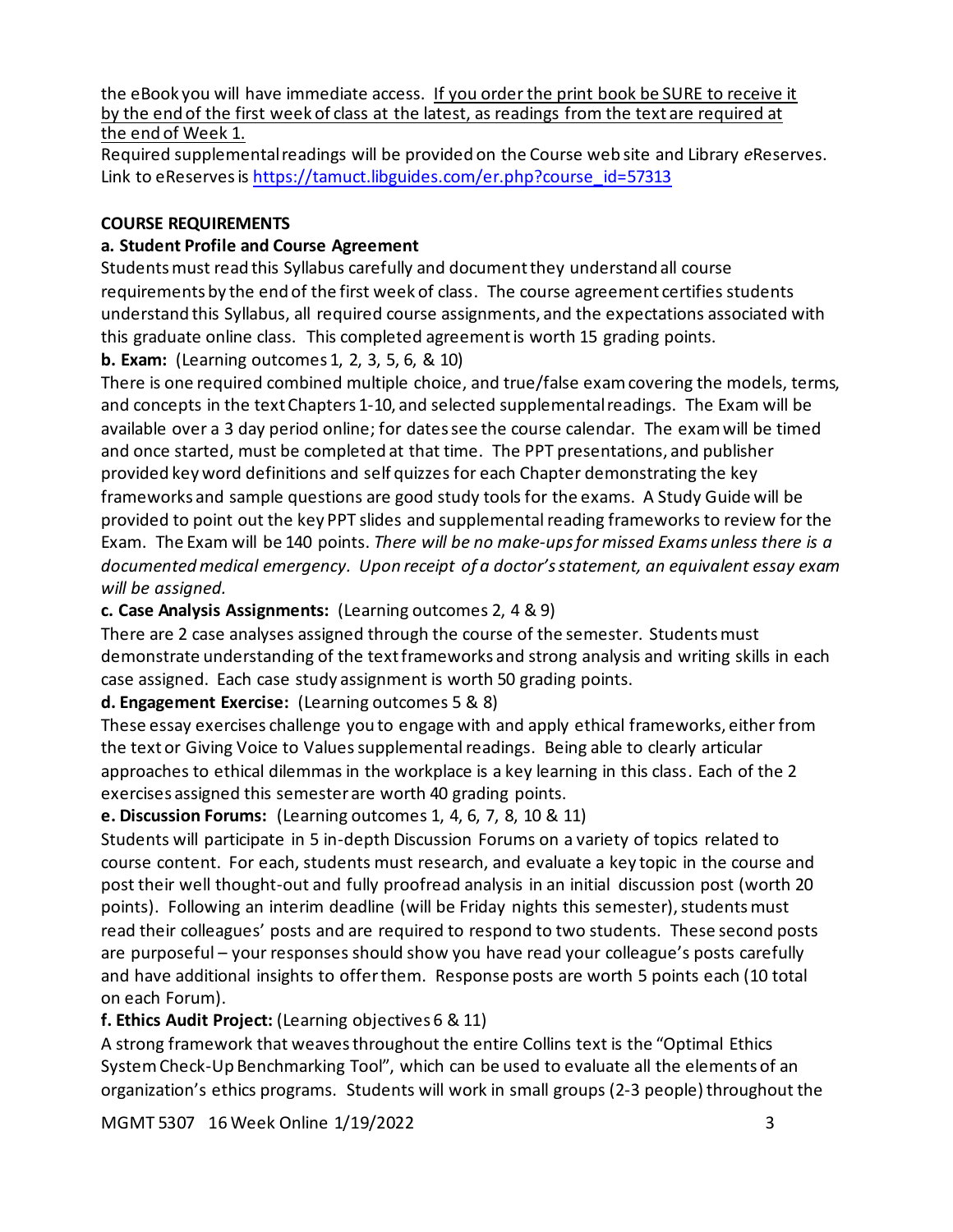the eBook you will have immediate access. <u>If you order the print book be SURE to receive it by the end of the first week of class at the latest, as readings from the text are required at the end of Week 1.</u>

Required supplemental readings will be provided on the Course web site and Library *e*Reserves. Link to eReserves is [https://tamuct.libguides.com/er.php?course_id=57313](https://tamuct.libguides.com/er.php?course_id=57313)

**COURSE REQUIREMENTS**

**a. Student Profile and Course Agreement**

Students must read this Syllabus carefully and document they understand all course requirements by the end of the first week of class. The course agreement certifies students understand this Syllabus, all required course assignments, and the expectations associated with this graduate online class. This completed agreement is worth 15 grading points.

**b. Exam:** (Learning outcomes 1, 2, 3, 5, 6, & 10)

There is one required combined multiple choice, and true/false exam covering the models, terms, and concepts in the text Chapters 1-10, and selected supplemental readings. The Exam will be available over a 3 day period online; for dates see the course calendar. The exam will be timed and once started, must be completed at that time. The PPT presentations, and publisher provided key word definitions and self quizzes for each Chapter demonstrating the key frameworks and sample questions are good study tools for the exams. A Study Guide will be provided to point out the key PPT slides and supplemental reading frameworks to review for the Exam. The Exam will be 140 points. *There will be no make-ups for missed Exams unless there is a documented medical emergency. Upon receipt of a doctor's statement, an equivalent essay exam will be assigned.*

**c. Case Analysis Assignments:** (Learning outcomes 2, 4 & 9)

There are 2 case analyses assigned through the course of the semester. Students must demonstrate understanding of the text frameworks and strong analysis and writing skills in each case assigned. Each case study assignment is worth 50 grading points.

**d. Engagement Exercise:** (Learning outcomes 5 & 8)

These essay exercises challenge you to engage with and apply ethical frameworks, either from the text or Giving Voice to Values supplemental readings. Being able to clearly articular approaches to ethical dilemmas in the workplace is a key learning in this class. Each of the 2 exercises assigned this semester are worth 40 grading points.

**e. Discussion Forums:** (Learning outcomes 1, 4, 6, 7, 8, 10 & 11)

Students will participate in 5 in-depth Discussion Forums on a variety of topics related to course content. For each, students must research, and evaluate a key topic in the course and post their well thought-out and fully proofread analysis in an initial discussion post (worth 20 points). Following an interim deadline (will be Friday nights this semester), students must read their colleagues' posts and are required to respond to two students. These second posts are purposeful – your responses should show you have read your colleague's posts carefully and have additional insights to offer them. Response posts are worth 5 points each (10 total on each Forum).

**f. Ethics Audit Project:** (Learning objectives 6 & 11)

A strong framework that weaves throughout the entire Collins text is the "Optimal Ethics System Check-Up Benchmarking Tool", which can be used to evaluate all the elements of an organization's ethics programs. Students will work in small groups (2-3 people) throughout the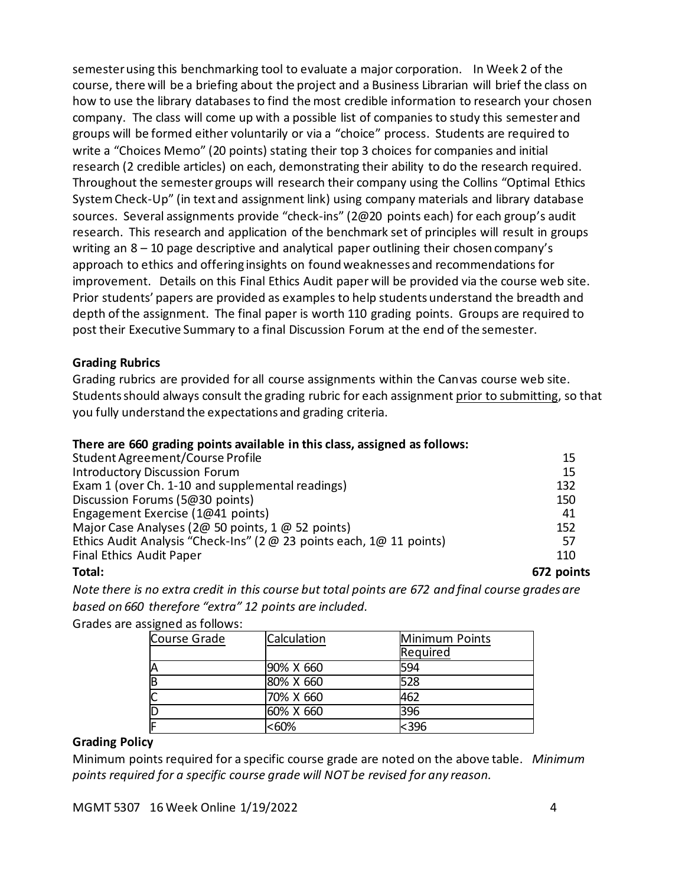semester using this benchmarking tool to evaluate a major corporation. In Week 2 of the course, there will be a briefing about the project and a Business Librarian will brief the class on how to use the library databases to find the most credible information to research your chosen company. The class will come up with a possible list of companies to study this semester and groups will be formed either voluntarily or via a "choice" process. Students are required to write a "Choices Memo" (20 points) stating their top 3 choices for companies and initial research (2 credible articles) on each, demonstrating their ability to do the research required. Throughout the semester groups will research their company using the Collins "Optimal Ethics System Check-Up" (in text and assignment link) using company materials and library database sources. Several assignments provide "check-ins" (2@20 points each) for each group's audit research. This research and application of the benchmark set of principles will result in groups writing an 8 – 10 page descriptive and analytical paper outlining their chosen company's approach to ethics and offering insights on found weaknesses and recommendations for improvement. Details on this Final Ethics Audit paper will be provided via the course web site. Prior students' papers are provided as examples to help students understand the breadth and depth of the assignment. The final paper is worth 110 grading points. Groups are required to post their Executive Summary to a final Discussion Forum at the end of the semester.

**Grading Rubrics**

Grading rubrics are provided for all course assignments within the Canvas course web site. Students should always consult the grading rubric for each assignment <u>prior to submitting</u>, so that you fully understand the expectations and grading criteria.

**There are 660 grading points available in this class, assigned as follows:**

| | |
|---|---|
| Student Agreement/Course Profile | 15 |
| Introductory Discussion Forum | 15 |
| Exam 1 (over Ch. 1-10 and supplemental readings) | 132 |
| Discussion Forums (5@30 points) | 150 |
| Engagement Exercise (1@41 points) | 41 |
| Major Case Analyses (2@ 50 points, 1 @ 52 points) | 152 |
| Ethics Audit Analysis "Check-Ins" (2 @ 23 points each, 1@ 11 points) | 57 |
| Final Ethics Audit Paper | 110 |
| **Total:** | **672 points** |

*Note there is no extra credit in this course but total points are 672 and final course grades are based on 660 therefore "extra" 12 points are included.*

Grades are assigned as follows:

| Course Grade | Calculation | Minimum Points Required |
|---|---|---|
| A | 90% X 660 | 594 |
| B | 80% X 660 | 528 |
| C | 70% X 660 | 462 |
| D | 60% X 660 | 396 |
| F | <60% | <396 |

**Grading Policy**

Minimum points required for a specific course grade are noted on the above table. *Minimum points required for a specific course grade will NOT be revised for any reason.*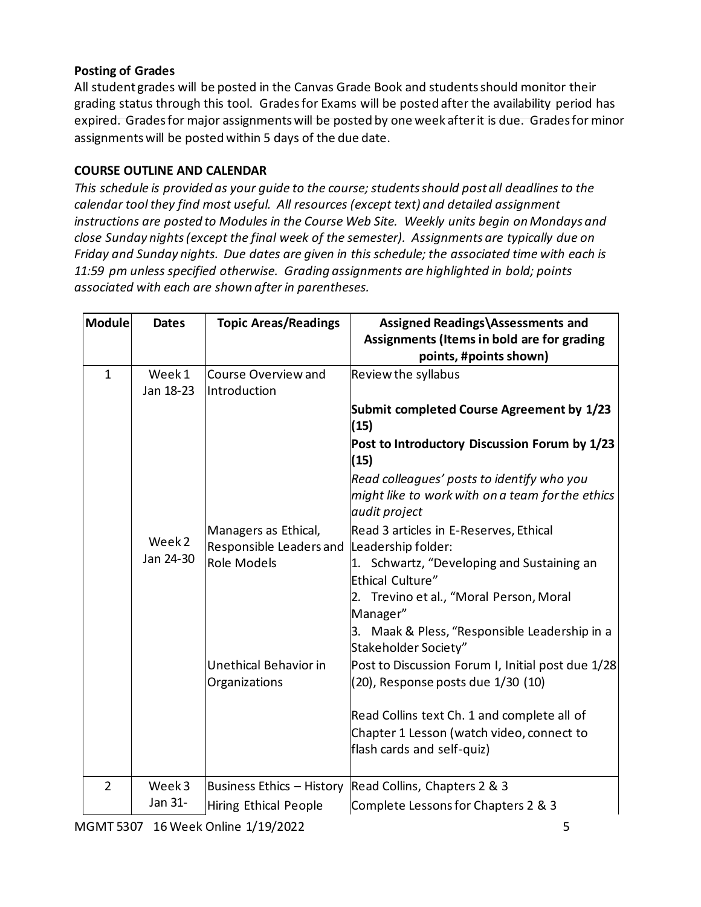**Posting of Grades**

All student grades will be posted in the Canvas Grade Book and students should monitor their grading status through this tool. Grades for Exams will be posted after the availability period has expired. Grades for major assignments will be posted by one week after it is due. Grades for minor assignments will be posted within 5 days of the due date.

**COURSE OUTLINE AND CALENDAR**

*This schedule is provided as your guide to the course; students should post all deadlines to the calendar tool they find most useful. All resources (except text) and detailed assignment instructions are posted to Modules in the Course Web Site. Weekly units begin on Mondays and close Sunday nights (except the final week of the semester). Assignments are typically due on Friday and Sunday nights. Due dates are given in this schedule; the associated time with each is 11:59 pm unless specified otherwise. Grading assignments are highlighted in bold; points associated with each are shown after in parentheses.*

| Module | Dates | Topic Areas/Readings | Assigned Readings\Assessments and Assignments (Items in bold are for grading points, #points shown) |
|---|---|---|---|
| 1 | Week 1 Jan 18-23 | Course Overview and Introduction | Review the syllabus<br>**Submit completed Course Agreement by 1/23 (15)**<br>**Post to Introductory Discussion Forum by 1/23 (15)**<br>*Read colleagues' posts to identify who you might like to work with on a team for the ethics audit project* |
| | Week 2 Jan 24-30 | Managers as Ethical, Responsible Leaders and Role Models | Read 3 articles in E-Reserves, Ethical Leadership folder:<br>1. Schwartz, "Developing and Sustaining an Ethical Culture"<br>2. Trevino et al., "Moral Person, Moral Manager"<br>3. Maak & Pless, "Responsible Leadership in a Stakeholder Society" |
| | | Unethical Behavior in Organizations | Post to Discussion Forum I, Initial post due 1/28 (20), Response posts due 1/30 (10)<br>Read Collins text Ch. 1 and complete all of Chapter 1 Lesson (watch video, connect to flash cards and self-quiz) |
| 2 | Week 3 Jan 31- | Business Ethics – History<br>Hiring Ethical People | Read Collins, Chapters 2 & 3<br>Complete Lessons for Chapters 2 & 3 |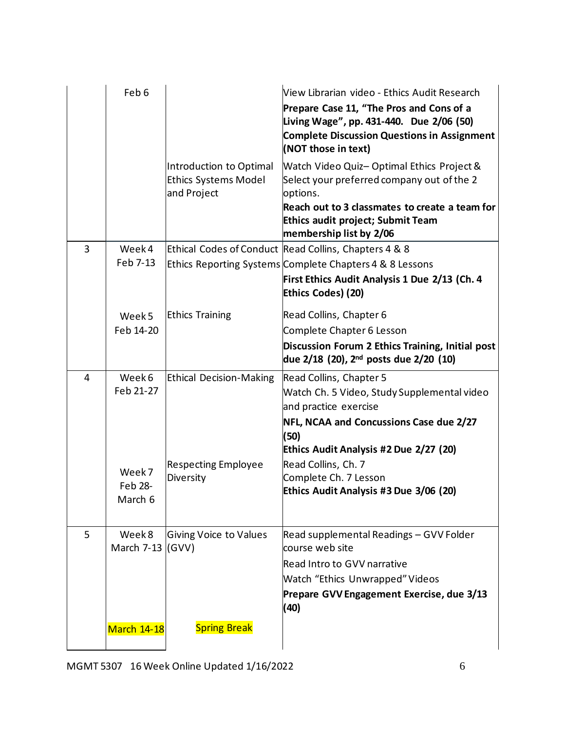| | | | |
|---|---|---|---|
| | Feb 6 | | View Librarian video - Ethics Audit Research<br>**Prepare Case 11, "The Pros and Cons of a Living Wage", pp. 431-440. Due 2/06 (50)**<br>**Complete Discussion Questions in Assignment (NOT those in text)** |
| | | Introduction to Optimal Ethics Systems Model and Project | Watch Video Quiz– Optimal Ethics Project & Select your preferred company out of the 2 options.<br>**Reach out to 3 classmates to create a team for Ethics audit project; Submit Team membership list by 2/06** |
| 3 | Week 4<br>Feb 7-13 | Ethical Codes of Conduct<br>Ethics Reporting Systems | Read Collins, Chapters 4 & 8<br>Complete Chapters 4 & 8 Lessons<br>**First Ethics Audit Analysis 1 Due 2/13 (Ch. 4 Ethics Codes) (20)** |
| | Week 5<br>Feb 14-20 | Ethics Training | Read Collins, Chapter 6<br>Complete Chapter 6 Lesson<br>**Discussion Forum 2 Ethics Training, Initial post due 2/18 (20), 2nd posts due 2/20 (10)** |
| 4 | Week 6<br>Feb 21-27 | Ethical Decision-Making | Read Collins, Chapter 5<br>Watch Ch. 5 Video, Study Supplemental video and practice exercise<br>**NFL, NCAA and Concussions Case due 2/27 (50)**<br>**Ethics Audit Analysis #2 Due 2/27 (20)** |
| | Week 7<br>Feb 28-March 6 | Respecting Employee Diversity | Read Collins, Ch. 7<br>Complete Ch. 7 Lesson<br>**Ethics Audit Analysis #3 Due 3/06 (20)** |
| 5 | Week 8<br>March 7-13 | Giving Voice to Values (GVV) | Read supplemental Readings – GVV Folder course web site<br>Read Intro to GVV narrative<br>Watch "Ethics Unwrapped" Videos<br>**Prepare GVV Engagement Exercise, due 3/13 (40)** |
| | March 14-18 | Spring Break | |

MGMT 5307 16 Week Online Updated 1/16/2022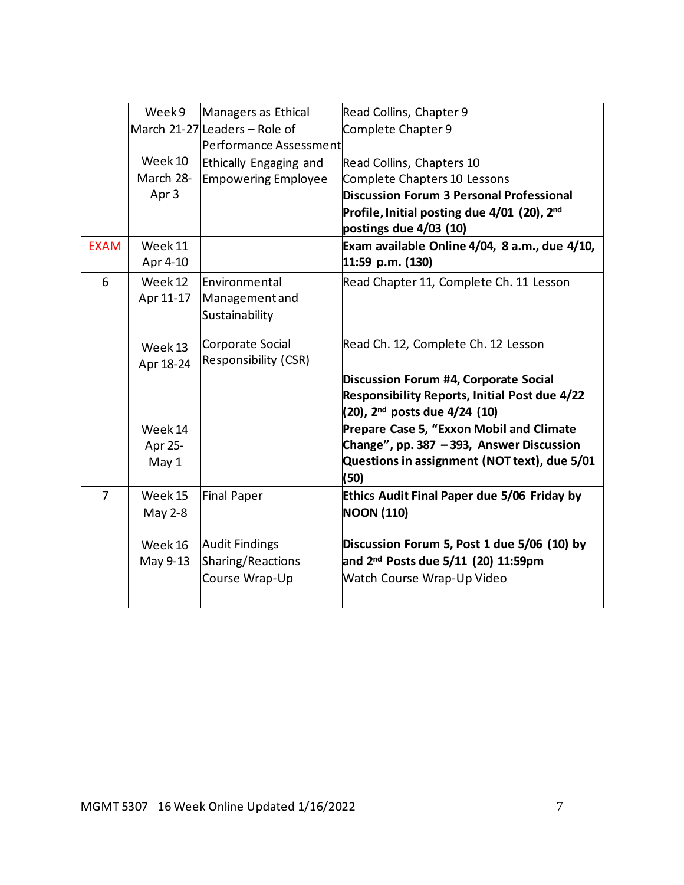| | | | |
|---|---|---|---|
| | Week 9 March 21-27 | Managers as Ethical Leaders – Role of Performance Assessment | Read Collins, Chapter 9<br>Complete Chapter 9 |
| | Week 10 March 28-Apr 3 | Ethically Engaging and Empowering Employee | Read Collins, Chapters 10<br>Complete Chapters 10 Lessons<br>**Discussion Forum 3 Personal Professional Profile, Initial posting due 4/01 (20), 2nd postings due 4/03 (10)** |
| EXAM | Week 11 Apr 4-10 | | **Exam available Online 4/04, 8 a.m., due 4/10, 11:59 p.m. (130)** |
| 6 | Week 12 Apr 11-17 | Environmental Management and Sustainability | Read Chapter 11, Complete Ch. 11 Lesson |
| | Week 13 Apr 18-24 | Corporate Social Responsibility (CSR) | Read Ch. 12, Complete Ch. 12 Lesson<br>**Discussion Forum #4, Corporate Social Responsibility Reports, Initial Post due 4/22 (20), 2nd posts due 4/24 (10)** |
| | Week 14 Apr 25-May 1 | | **Prepare Case 5, "Exxon Mobil and Climate Change", pp. 387 – 393, Answer Discussion Questions in assignment (NOT text), due 5/01 (50)** |
| 7 | Week 15 May 2-8 | Final Paper | **Ethics Audit Final Paper due 5/06 Friday by NOON (110)** |
| | Week 16 May 9-13 | Audit Findings Sharing/Reactions Course Wrap-Up | **Discussion Forum 5, Post 1 due 5/06 (10) by and 2nd Posts due 5/11 (20) 11:59pm**<br>Watch Course Wrap-Up Video |

MGMT 5307 16 Week Online Updated 1/16/2022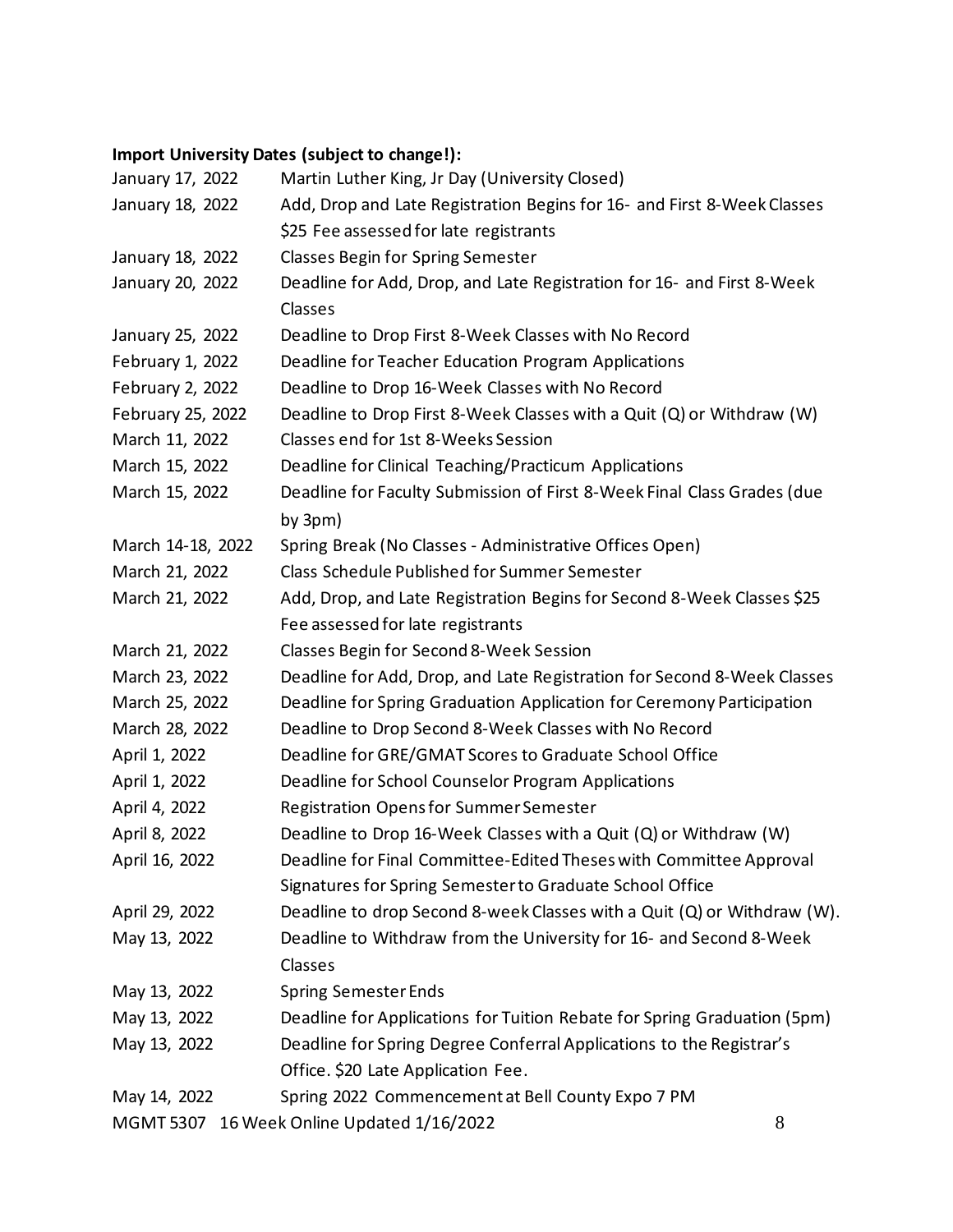**Import University Dates (subject to change!):**

| | |
|---|---|
| January 17, 2022 | Martin Luther King, Jr Day (University Closed) |
| January 18, 2022 | Add, Drop and Late Registration Begins for 16- and First 8-Week Classes $25 Fee assessed for late registrants |
| January 18, 2022 | Classes Begin for Spring Semester |
| January 20, 2022 | Deadline for Add, Drop, and Late Registration for 16- and First 8-Week Classes |
| January 25, 2022 | Deadline to Drop First 8-Week Classes with No Record |
| February 1, 2022 | Deadline for Teacher Education Program Applications |
| February 2, 2022 | Deadline to Drop 16-Week Classes with No Record |
| February 25, 2022 | Deadline to Drop First 8-Week Classes with a Quit (Q) or Withdraw (W) |
| March 11, 2022 | Classes end for 1st 8-Weeks Session |
| March 15, 2022 | Deadline for Clinical Teaching/Practicum Applications |
| March 15, 2022 | Deadline for Faculty Submission of First 8-Week Final Class Grades (due by 3pm) |
| March 14-18, 2022 | Spring Break (No Classes - Administrative Offices Open) |
| March 21, 2022 | Class Schedule Published for Summer Semester |
| March 21, 2022 | Add, Drop, and Late Registration Begins for Second 8-Week Classes $25 Fee assessed for late registrants |
| March 21, 2022 | Classes Begin for Second 8-Week Session |
| March 23, 2022 | Deadline for Add, Drop, and Late Registration for Second 8-Week Classes |
| March 25, 2022 | Deadline for Spring Graduation Application for Ceremony Participation |
| March 28, 2022 | Deadline to Drop Second 8-Week Classes with No Record |
| April 1, 2022 | Deadline for GRE/GMAT Scores to Graduate School Office |
| April 1, 2022 | Deadline for School Counselor Program Applications |
| April 4, 2022 | Registration Opens for Summer Semester |
| April 8, 2022 | Deadline to Drop 16-Week Classes with a Quit (Q) or Withdraw (W) |
| April 16, 2022 | Deadline for Final Committee-Edited Theses with Committee Approval Signatures for Spring Semester to Graduate School Office |
| April 29, 2022 | Deadline to drop Second 8-week Classes with a Quit (Q) or Withdraw (W). |
| May 13, 2022 | Deadline to Withdraw from the University for 16- and Second 8-Week Classes |
| May 13, 2022 | Spring Semester Ends |
| May 13, 2022 | Deadline for Applications for Tuition Rebate for Spring Graduation (5pm) |
| May 13, 2022 | Deadline for Spring Degree Conferral Applications to the Registrar's Office. $20 Late Application Fee. |
| May 14, 2022 | Spring 2022 Commencement at Bell County Expo 7 PM |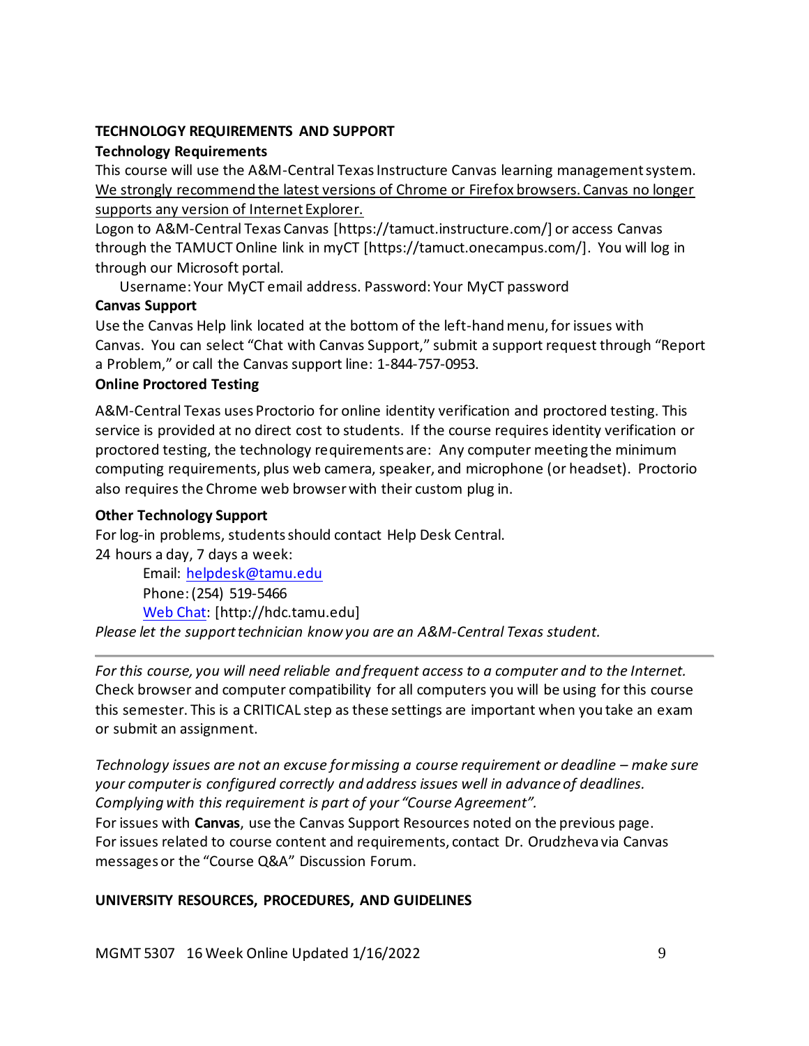## TECHNOLOGY REQUIREMENTS AND SUPPORT

### Technology Requirements

This course will use the A&M-Central Texas Instructure Canvas learning management system. We strongly recommend the latest versions of Chrome or Firefox browsers. Canvas no longer supports any version of Internet Explorer.

Logon to A&M-Central Texas Canvas [https://tamuct.instructure.com/] or access Canvas through the TAMUCT Online link in myCT [https://tamuct.onecampus.com/]. You will log in through our Microsoft portal.

Username: Your MyCT email address. Password: Your MyCT password

### Canvas Support

Use the Canvas Help link located at the bottom of the left-hand menu, for issues with Canvas. You can select "Chat with Canvas Support," submit a support request through "Report a Problem," or call the Canvas support line: 1-844-757-0953.

### Online Proctored Testing

A&M-Central Texas uses Proctorio for online identity verification and proctored testing. This service is provided at no direct cost to students. If the course requires identity verification or proctored testing, the technology requirements are: Any computer meeting the minimum computing requirements, plus web camera, speaker, and microphone (or headset). Proctorio also requires the Chrome web browser with their custom plug in.

### Other Technology Support

For log-in problems, students should contact Help Desk Central.

24 hours a day, 7 days a week:

Email: helpdesk@tamu.edu
Phone: (254) 519-5466
Web Chat: [http://hdc.tamu.edu]

*Please let the support technician know you are an A&M-Central Texas student.*

---

*For this course, you will need reliable and frequent access to a computer and to the Internet.* Check browser and computer compatibility for all computers you will be using for this course this semester. This is a CRITICAL step as these settings are important when you take an exam or submit an assignment.

*Technology issues are not an excuse for missing a course requirement or deadline – make sure your computer is configured correctly and address issues well in advance of deadlines. Complying with this requirement is part of your "Course Agreement".*

For issues with **Canvas**, use the Canvas Support Resources noted on the previous page.
For issues related to course content and requirements, contact Dr. Orudzheva via Canvas messages or the "Course Q&A" Discussion Forum.

## UNIVERSITY RESOURCES, PROCEDURES, AND GUIDELINES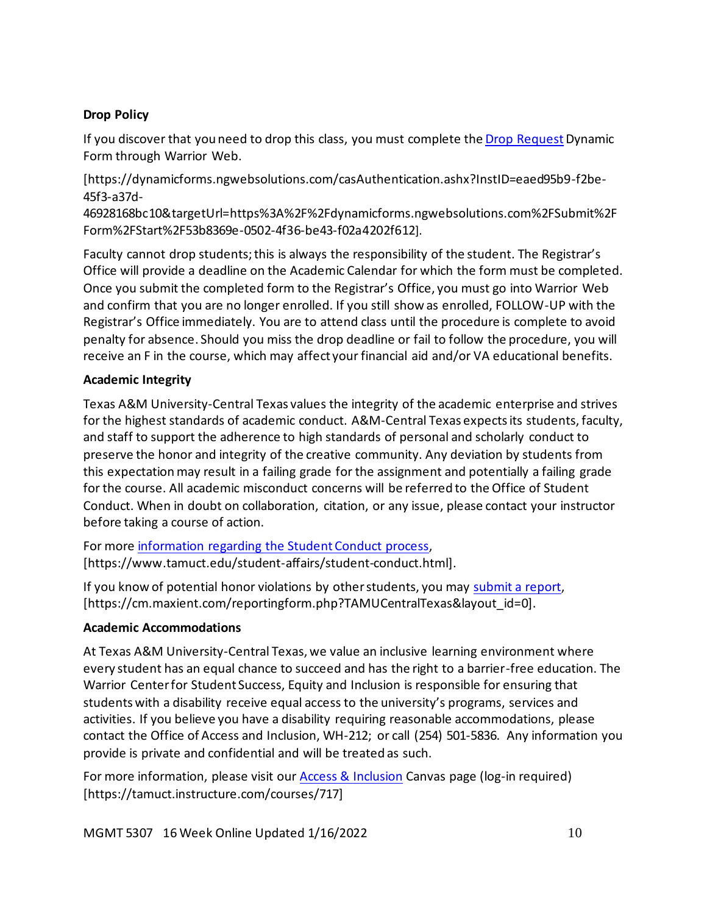**Drop Policy**

If you discover that you need to drop this class, you must complete the Drop Request Dynamic Form through Warrior Web.

[https://dynamicforms.ngwebsolutions.com/casAuthentication.ashx?InstID=eaed95b9-f2be-45f3-a37d-46928168bc10&targetUrl=https%3A%2F%2Fdynamicforms.ngwebsolutions.com%2FSubmit%2FForm%2FStart%2F53b8369e-0502-4f36-be43-f02a4202f612].

Faculty cannot drop students; this is always the responsibility of the student. The Registrar's Office will provide a deadline on the Academic Calendar for which the form must be completed. Once you submit the completed form to the Registrar's Office, you must go into Warrior Web and confirm that you are no longer enrolled. If you still show as enrolled, FOLLOW-UP with the Registrar's Office immediately. You are to attend class until the procedure is complete to avoid penalty for absence. Should you miss the drop deadline or fail to follow the procedure, you will receive an F in the course, which may affect your financial aid and/or VA educational benefits.

**Academic Integrity**

Texas A&M University-Central Texas values the integrity of the academic enterprise and strives for the highest standards of academic conduct. A&M-Central Texas expects its students, faculty, and staff to support the adherence to high standards of personal and scholarly conduct to preserve the honor and integrity of the creative community. Any deviation by students from this expectation may result in a failing grade for the assignment and potentially a failing grade for the course. All academic misconduct concerns will be referred to the Office of Student Conduct. When in doubt on collaboration, citation, or any issue, please contact your instructor before taking a course of action.

For more information regarding the Student Conduct process, [https://www.tamuct.edu/student-affairs/student-conduct.html].

If you know of potential honor violations by other students, you may submit a report, [https://cm.maxient.com/reportingform.php?TAMUCentralTexas&layout_id=0].

**Academic Accommodations**

At Texas A&M University-Central Texas, we value an inclusive learning environment where every student has an equal chance to succeed and has the right to a barrier-free education. The Warrior Center for Student Success, Equity and Inclusion is responsible for ensuring that students with a disability receive equal access to the university's programs, services and activities. If you believe you have a disability requiring reasonable accommodations, please contact the Office of Access and Inclusion, WH-212; or call (254) 501-5836. Any information you provide is private and confidential and will be treated as such.

For more information, please visit our Access & Inclusion Canvas page (log-in required) [https://tamuct.instructure.com/courses/717]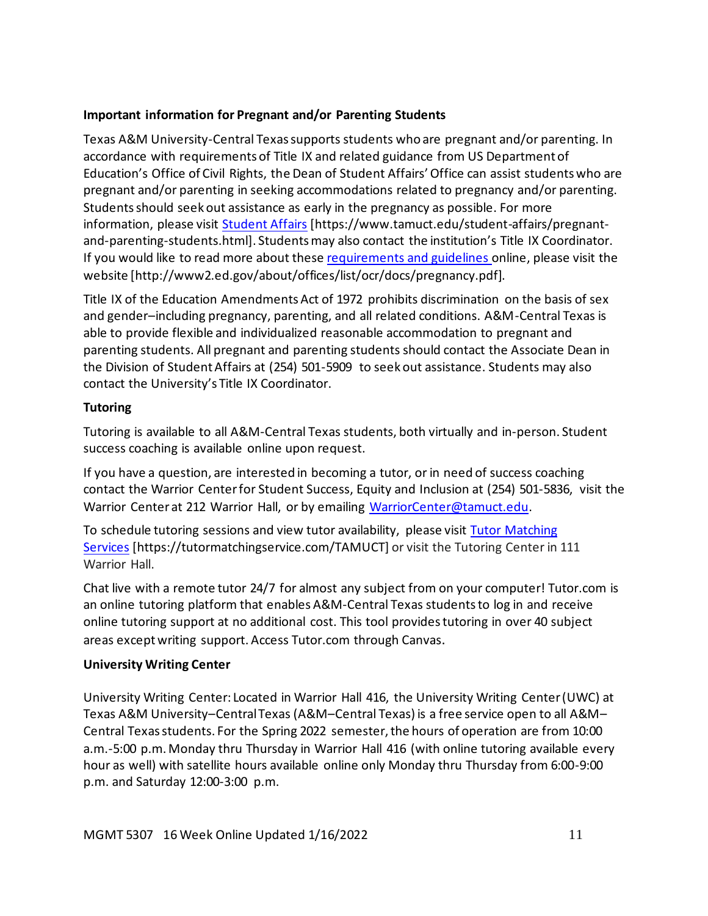**Important information for Pregnant and/or Parenting Students**

Texas A&M University-Central Texas supports students who are pregnant and/or parenting. In accordance with requirements of Title IX and related guidance from US Department of Education's Office of Civil Rights, the Dean of Student Affairs' Office can assist students who are pregnant and/or parenting in seeking accommodations related to pregnancy and/or parenting. Students should seek out assistance as early in the pregnancy as possible. For more information, please visit [Student Affairs](https://www.tamuct.edu/student-affairs/pregnant-and-parenting-students.html) [https://www.tamuct.edu/student-affairs/pregnant-and-parenting-students.html]. Students may also contact the institution's Title IX Coordinator. If you would like to read more about these [requirements and guidelines](http://www2.ed.gov/about/offices/list/ocr/docs/pregnancy.pdf) online, please visit the website [http://www2.ed.gov/about/offices/list/ocr/docs/pregnancy.pdf].

Title IX of the Education Amendments Act of 1972 prohibits discrimination on the basis of sex and gender–including pregnancy, parenting, and all related conditions. A&M-Central Texas is able to provide flexible and individualized reasonable accommodation to pregnant and parenting students. All pregnant and parenting students should contact the Associate Dean in the Division of Student Affairs at (254) 501-5909 to seek out assistance. Students may also contact the University's Title IX Coordinator.

**Tutoring**

Tutoring is available to all A&M-Central Texas students, both virtually and in-person. Student success coaching is available online upon request.

If you have a question, are interested in becoming a tutor, or in need of success coaching contact the Warrior Center for Student Success, Equity and Inclusion at (254) 501-5836, visit the Warrior Center at 212 Warrior Hall, or by emailing [WarriorCenter@tamuct.edu](mailto:WarriorCenter@tamuct.edu).

To schedule tutoring sessions and view tutor availability, please visit [Tutor Matching Services](https://tutormatchingservice.com/TAMUCT) [https://tutormatchingservice.com/TAMUCT] or visit the Tutoring Center in 111 Warrior Hall.

Chat live with a remote tutor 24/7 for almost any subject from on your computer! Tutor.com is an online tutoring platform that enables A&M-Central Texas students to log in and receive online tutoring support at no additional cost. This tool provides tutoring in over 40 subject areas except writing support. Access Tutor.com through Canvas.

**University Writing Center**

University Writing Center: Located in Warrior Hall 416, the University Writing Center (UWC) at Texas A&M University–Central Texas (A&M–Central Texas) is a free service open to all A&M–Central Texas students. For the Spring 2022 semester, the hours of operation are from 10:00 a.m.-5:00 p.m. Monday thru Thursday in Warrior Hall 416 (with online tutoring available every hour as well) with satellite hours available online only Monday thru Thursday from 6:00-9:00 p.m. and Saturday 12:00-3:00 p.m.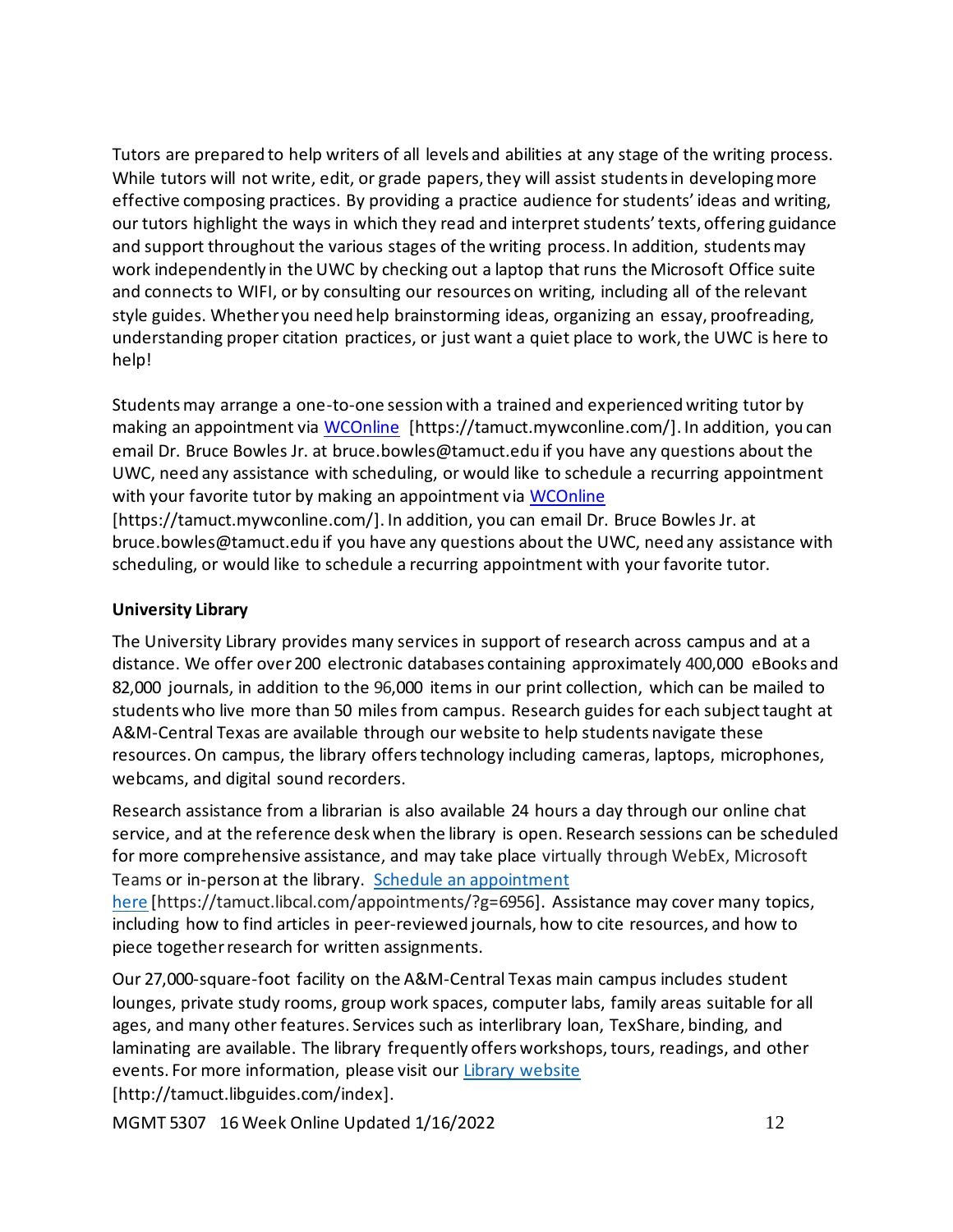Tutors are prepared to help writers of all levels and abilities at any stage of the writing process. While tutors will not write, edit, or grade papers, they will assist students in developing more effective composing practices. By providing a practice audience for students' ideas and writing, our tutors highlight the ways in which they read and interpret students' texts, offering guidance and support throughout the various stages of the writing process. In addition, students may work independently in the UWC by checking out a laptop that runs the Microsoft Office suite and connects to WIFI, or by consulting our resources on writing, including all of the relevant style guides. Whether you need help brainstorming ideas, organizing an essay, proofreading, understanding proper citation practices, or just want a quiet place to work, the UWC is here to help!

Students may arrange a one-to-one session with a trained and experienced writing tutor by making an appointment via [WCOnline](https://tamuct.mywconline.com/) [https://tamuct.mywconline.com/]. In addition, you can email Dr. Bruce Bowles Jr. at bruce.bowles@tamuct.edu if you have any questions about the UWC, need any assistance with scheduling, or would like to schedule a recurring appointment with your favorite tutor by making an appointment via [WCOnline](https://tamuct.mywconline.com/) [https://tamuct.mywconline.com/]. In addition, you can email Dr. Bruce Bowles Jr. at bruce.bowles@tamuct.edu if you have any questions about the UWC, need any assistance with scheduling, or would like to schedule a recurring appointment with your favorite tutor.

**University Library**

The University Library provides many services in support of research across campus and at a distance. We offer over 200 electronic databases containing approximately 400,000 eBooks and 82,000 journals, in addition to the 96,000 items in our print collection, which can be mailed to students who live more than 50 miles from campus. Research guides for each subject taught at A&M-Central Texas are available through our website to help students navigate these resources. On campus, the library offers technology including cameras, laptops, microphones, webcams, and digital sound recorders.

Research assistance from a librarian is also available 24 hours a day through our online chat service, and at the reference desk when the library is open. Research sessions can be scheduled for more comprehensive assistance, and may take place virtually through WebEx, Microsoft Teams or in-person at the library. [Schedule an appointment here](https://tamuct.libcal.com/appointments/?g=6956) [https://tamuct.libcal.com/appointments/?g=6956]. Assistance may cover many topics, including how to find articles in peer-reviewed journals, how to cite resources, and how to piece together research for written assignments.

Our 27,000-square-foot facility on the A&M-Central Texas main campus includes student lounges, private study rooms, group work spaces, computer labs, family areas suitable for all ages, and many other features. Services such as interlibrary loan, TexShare, binding, and laminating are available. The library frequently offers workshops, tours, readings, and other events. For more information, please visit our [Library website](http://tamuct.libguides.com/index) [http://tamuct.libguides.com/index].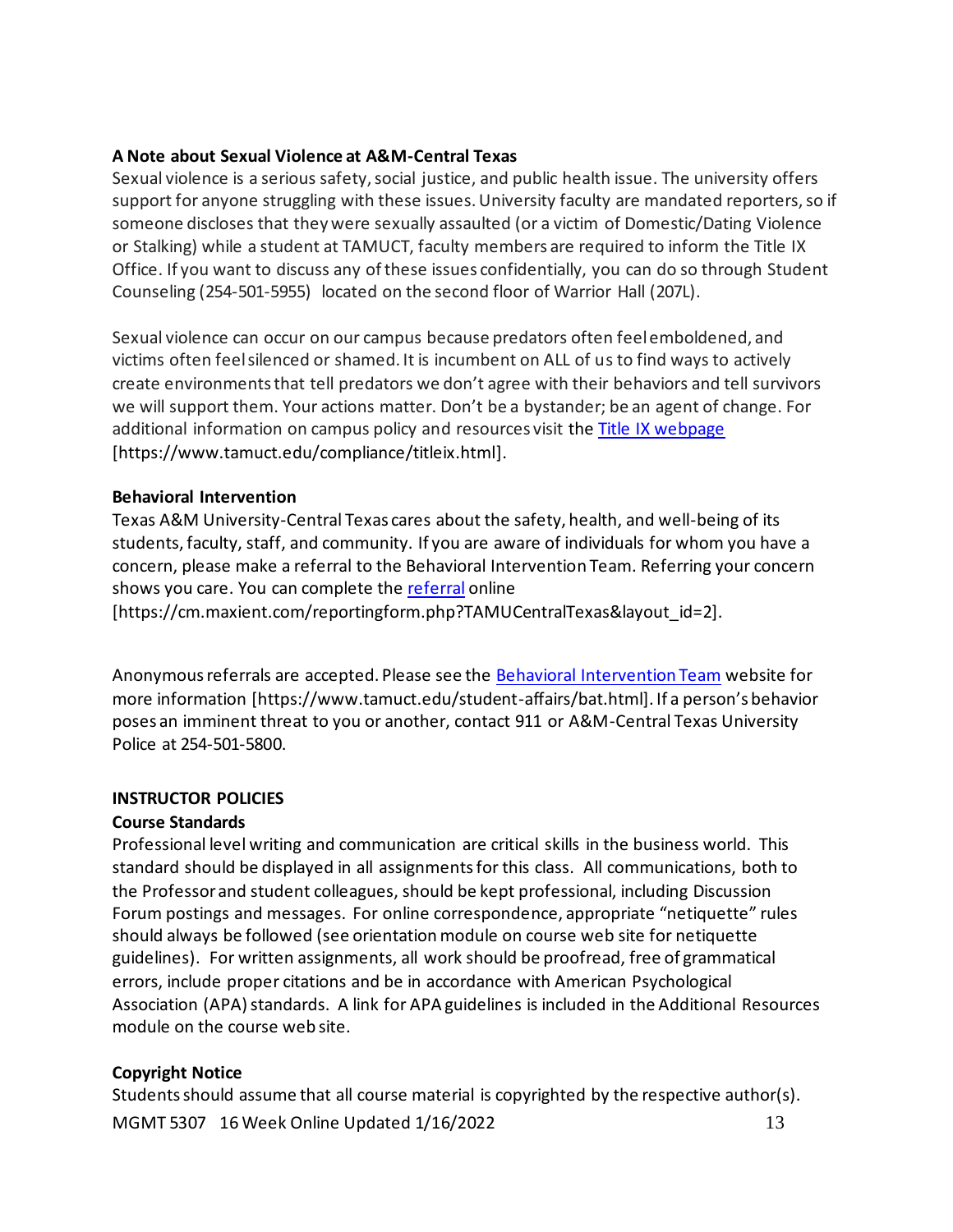**A Note about Sexual Violence at A&M-Central Texas**

Sexual violence is a serious safety, social justice, and public health issue. The university offers support for anyone struggling with these issues. University faculty are mandated reporters, so if someone discloses that they were sexually assaulted (or a victim of Domestic/Dating Violence or Stalking) while a student at TAMUCT, faculty members are required to inform the Title IX Office. If you want to discuss any of these issues confidentially, you can do so through Student Counseling (254-501-5955) located on the second floor of Warrior Hall (207L).

Sexual violence can occur on our campus because predators often feel emboldened, and victims often feel silenced or shamed. It is incumbent on ALL of us to find ways to actively create environments that tell predators we don't agree with their behaviors and tell survivors we will support them. Your actions matter. Don't be a bystander; be an agent of change. For additional information on campus policy and resources visit the Title IX webpage [https://www.tamuct.edu/compliance/titleix.html].

**Behavioral Intervention**

Texas A&M University-Central Texas cares about the safety, health, and well-being of its students, faculty, staff, and community. If you are aware of individuals for whom you have a concern, please make a referral to the Behavioral Intervention Team. Referring your concern shows you care. You can complete the referral online [https://cm.maxient.com/reportingform.php?TAMUCentralTexas&layout_id=2].

Anonymous referrals are accepted. Please see the Behavioral Intervention Team website for more information [https://www.tamuct.edu/student-affairs/bat.html]. If a person's behavior poses an imminent threat to you or another, contact 911 or A&M-Central Texas University Police at 254-501-5800.

**INSTRUCTOR POLICIES**

**Course Standards**

Professional level writing and communication are critical skills in the business world. This standard should be displayed in all assignments for this class. All communications, both to the Professor and student colleagues, should be kept professional, including Discussion Forum postings and messages. For online correspondence, appropriate "netiquette" rules should always be followed (see orientation module on course web site for netiquette guidelines). For written assignments, all work should be proofread, free of grammatical errors, include proper citations and be in accordance with American Psychological Association (APA) standards. A link for APA guidelines is included in the Additional Resources module on the course web site.

**Copyright Notice**

Students should assume that all course material is copyrighted by the respective author(s).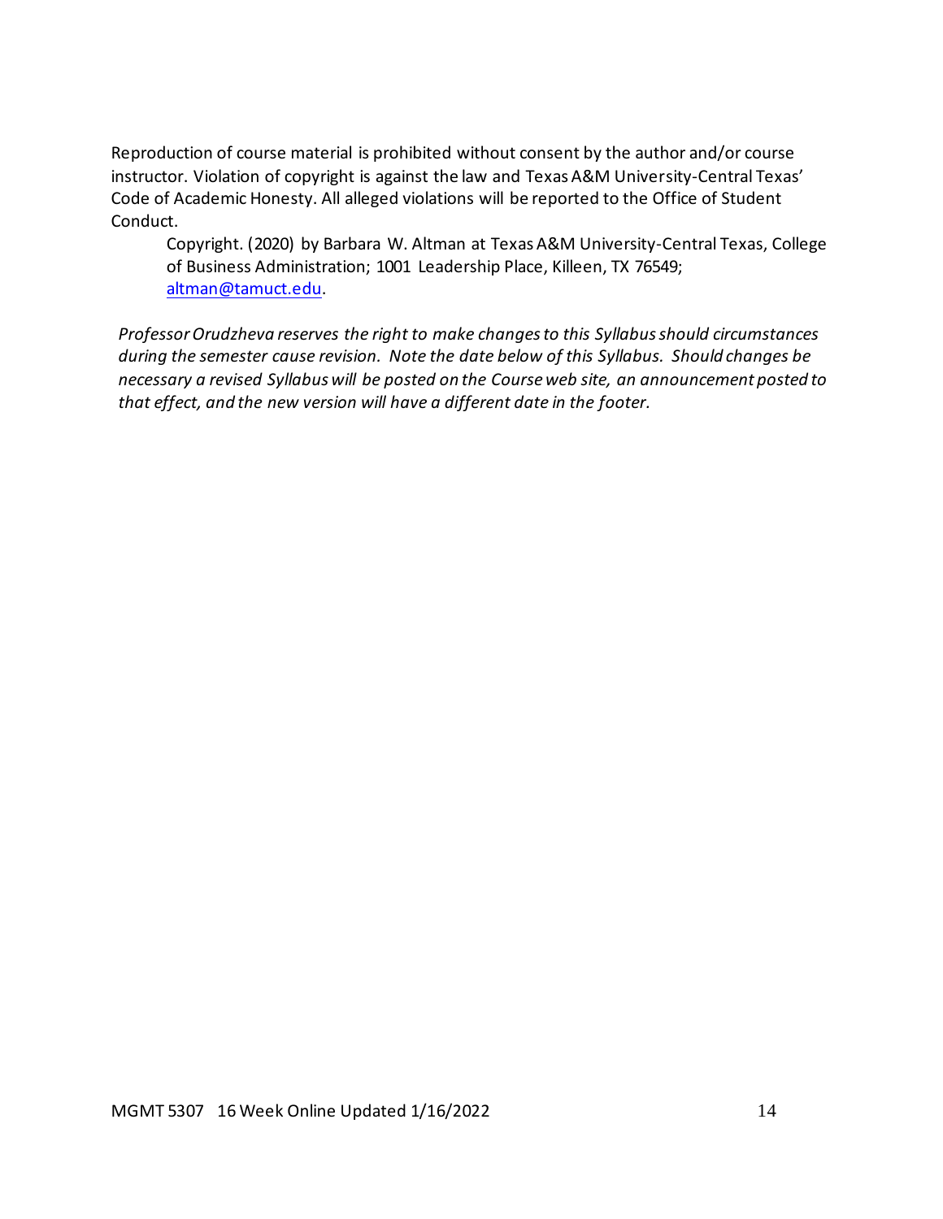Reproduction of course material is prohibited without consent by the author and/or course instructor. Violation of copyright is against the law and Texas A&M University-Central Texas' Code of Academic Honesty. All alleged violations will be reported to the Office of Student Conduct.

> Copyright. (2020) by Barbara W. Altman at Texas A&M University-Central Texas, College of Business Administration; 1001 Leadership Place, Killeen, TX 76549; altman@tamuct.edu.

*Professor Orudzheva reserves the right to make changes to this Syllabus should circumstances during the semester cause revision. Note the date below of this Syllabus. Should changes be necessary a revised Syllabus will be posted on the Course web site, an announcement posted to that effect, and the new version will have a different date in the footer.*

MGMT 5307 16 Week Online Updated 1/16/2022